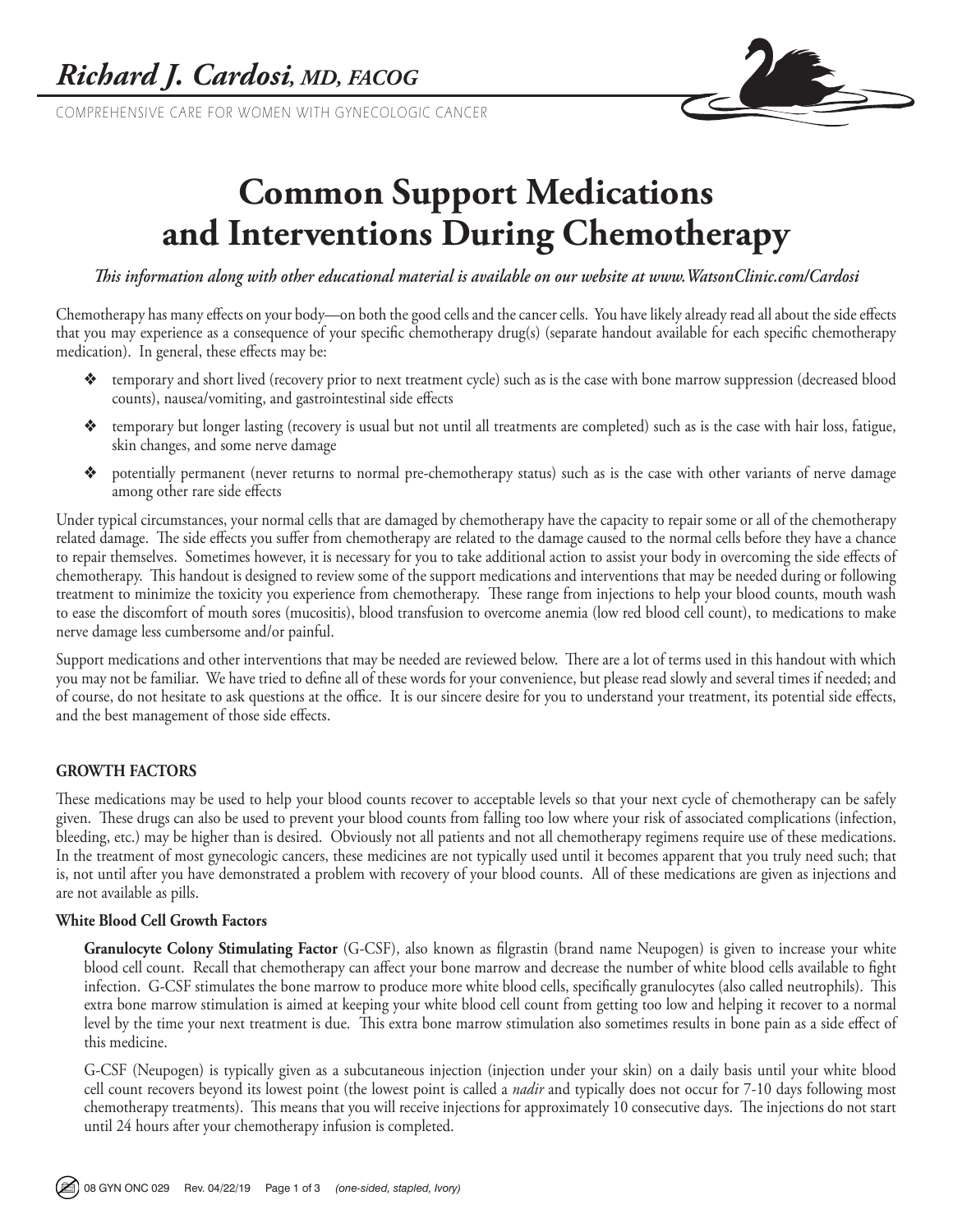# Richard J. Cardosi, MD, FACOG

COMPREHENSIVE CARE FOR WOMEN WITH GYNECOLOGIC CANCER

# Common Support Medications and Interventions During Chemotherapy

*This information along with other educational material is available on our website at www.WatsonClinic.com/Cardosi*

Chemotherapy has many effects on your body—on both the good cells and the cancer cells. You have likely already read all about the side effects that you may experience as a consequence of your specific chemotherapy drug(s) (separate handout available for each specific chemotherapy medication). In general, these effects may be:

- ❖ temporary and short lived (recovery prior to next treatment cycle) such as is the case with bone marrow suppression (decreased blood counts), nausea/vomiting, and gastrointestinal side effects
- ❖ temporary but longer lasting (recovery is usual but not until all treatments are completed) such as is the case with hair loss, fatigue, skin changes, and some nerve damage
- ❖ potentially permanent (never returns to normal pre-chemotherapy status) such as is the case with other variants of nerve damage among other rare side effects

Under typical circumstances, your normal cells that are damaged by chemotherapy have the capacity to repair some or all of the chemotherapy related damage. The side effects you suffer from chemotherapy are related to the damage caused to the normal cells before they have a chance to repair themselves. Sometimes however, it is necessary for you to take additional action to assist your body in overcoming the side effects of chemotherapy. This handout is designed to review some of the support medications and interventions that may be needed during or following treatment to minimize the toxicity you experience from chemotherapy. These range from injections to help your blood counts, mouth wash to ease the discomfort of mouth sores (mucositis), blood transfusion to overcome anemia (low red blood cell count), to medications to make nerve damage less cumbersome and/or painful.

Support medications and other interventions that may be needed are reviewed below. There are a lot of terms used in this handout with which you may not be familiar. We have tried to define all of these words for your convenience, but please read slowly and several times if needed; and of course, do not hesitate to ask questions at the office. It is our sincere desire for you to understand your treatment, its potential side effects, and the best management of those side effects.

## GROWTH FACTORS

These medications may be used to help your blood counts recover to acceptable levels so that your next cycle of chemotherapy can be safely given. These drugs can also be used to prevent your blood counts from falling too low where your risk of associated complications (infection, bleeding, etc.) may be higher than is desired. Obviously not all patients and not all chemotherapy regimens require use of these medications. In the treatment of most gynecologic cancers, these medicines are not typically used until it becomes apparent that you truly need such; that is, not until after you have demonstrated a problem with recovery of your blood counts. All of these medications are given as injections and are not available as pills.

### White Blood Cell Growth Factors

**Granulocyte Colony Stimulating Factor** (G-CSF), also known as filgrastin (brand name Neupogen) is given to increase your white blood cell count. Recall that chemotherapy can affect your bone marrow and decrease the number of white blood cells available to fight infection. G-CSF stimulates the bone marrow to produce more white blood cells, specifically granulocytes (also called neutrophils). This extra bone marrow stimulation is aimed at keeping your white blood cell count from getting too low and helping it recover to a normal level by the time your next treatment is due. This extra bone marrow stimulation also sometimes results in bone pain as a side effect of this medicine.

G-CSF (Neupogen) is typically given as a subcutaneous injection (injection under your skin) on a daily basis until your white blood cell count recovers beyond its lowest point (the lowest point is called a *nadir* and typically does not occur for 7-10 days following most chemotherapy treatments). This means that you will receive injections for approximately 10 consecutive days. The injections do not start until 24 hours after your chemotherapy infusion is completed.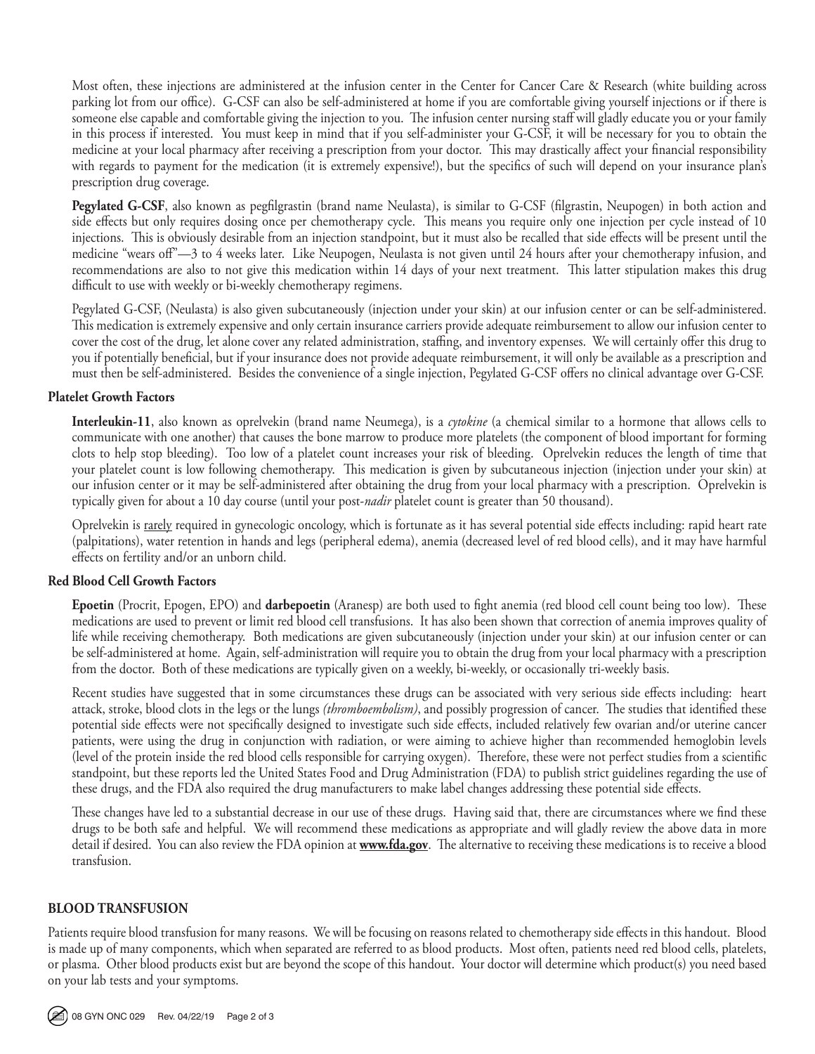Most often, these injections are administered at the infusion center in the Center for Cancer Care & Research (white building across parking lot from our office). G-CSF can also be self-administered at home if you are comfortable giving yourself injections or if there is someone else capable and comfortable giving the injection to you. The infusion center nursing staff will gladly educate you or your family in this process if interested. You must keep in mind that if you self-administer your G-CSF, it will be necessary for you to obtain the medicine at your local pharmacy after receiving a prescription from your doctor. This may drastically affect your financial responsibility with regards to payment for the medication (it is extremely expensive!), but the specifics of such will depend on your insurance plan's prescription drug coverage.

**Pegylated G-CSF**, also known as pegfilgrastin (brand name Neulasta), is similar to G-CSF (filgrastin, Neupogen) in both action and side effects but only requires dosing once per chemotherapy cycle. This means you require only one injection per cycle instead of 10 injections. This is obviously desirable from an injection standpoint, but it must also be recalled that side effects will be present until the medicine "wears off"—3 to 4 weeks later. Like Neupogen, Neulasta is not given until 24 hours after your chemotherapy infusion, and recommendations are also to not give this medication within 14 days of your next treatment. This latter stipulation makes this drug difficult to use with weekly or bi-weekly chemotherapy regimens.

Pegylated G-CSF, (Neulasta) is also given subcutaneously (injection under your skin) at our infusion center or can be self-administered. This medication is extremely expensive and only certain insurance carriers provide adequate reimbursement to allow our infusion center to cover the cost of the drug, let alone cover any related administration, staffing, and inventory expenses. We will certainly offer this drug to you if potentially beneficial, but if your insurance does not provide adequate reimbursement, it will only be available as a prescription and must then be self-administered. Besides the convenience of a single injection, Pegylated G-CSF offers no clinical advantage over G-CSF.

### Platelet Growth Factors

**Interleukin-11**, also known as oprelvekin (brand name Neumega), is a *cytokine* (a chemical similar to a hormone that allows cells to communicate with one another) that causes the bone marrow to produce more platelets (the component of blood important for forming clots to help stop bleeding). Too low of a platelet count increases your risk of bleeding. Oprelvekin reduces the length of time that your platelet count is low following chemotherapy. This medication is given by subcutaneous injection (injection under your skin) at our infusion center or it may be self-administered after obtaining the drug from your local pharmacy with a prescription. Oprelvekin is typically given for about a 10 day course (until your post-*nadir* platelet count is greater than 50 thousand).

Oprelvekin is <u>rarely</u> required in gynecologic oncology, which is fortunate as it has several potential side effects including: rapid heart rate (palpitations), water retention in hands and legs (peripheral edema), anemia (decreased level of red blood cells), and it may have harmful effects on fertility and/or an unborn child.

### Red Blood Cell Growth Factors

**Epoetin** (Procrit, Epogen, EPO) and **darbepoetin** (Aranesp) are both used to fight anemia (red blood cell count being too low). These medications are used to prevent or limit red blood cell transfusions. It has also been shown that correction of anemia improves quality of life while receiving chemotherapy. Both medications are given subcutaneously (injection under your skin) at our infusion center or can be self-administered at home. Again, self-administration will require you to obtain the drug from your local pharmacy with a prescription from the doctor. Both of these medications are typically given on a weekly, bi-weekly, or occasionally tri-weekly basis.

Recent studies have suggested that in some circumstances these drugs can be associated with very serious side effects including: heart attack, stroke, blood clots in the legs or the lungs *(thromboembolism)*, and possibly progression of cancer. The studies that identified these potential side effects were not specifically designed to investigate such side effects, included relatively few ovarian and/or uterine cancer patients, were using the drug in conjunction with radiation, or were aiming to achieve higher than recommended hemoglobin levels (level of the protein inside the red blood cells responsible for carrying oxygen). Therefore, these were not perfect studies from a scientific standpoint, but these reports led the United States Food and Drug Administration (FDA) to publish strict guidelines regarding the use of these drugs, and the FDA also required the drug manufacturers to make label changes addressing these potential side effects.

These changes have led to a substantial decrease in our use of these drugs. Having said that, there are circumstances where we find these drugs to be both safe and helpful. We will recommend these medications as appropriate and will gladly review the above data in more detail if desired. You can also review the FDA opinion at **<u>www.fda.gov</u>**. The alternative to receiving these medications is to receive a blood transfusion.

## BLOOD TRANSFUSION

Patients require blood transfusion for many reasons. We will be focusing on reasons related to chemotherapy side effects in this handout. Blood is made up of many components, which when separated are referred to as blood products. Most often, patients need red blood cells, platelets, or plasma. Other blood products exist but are beyond the scope of this handout. Your doctor will determine which product(s) you need based on your lab tests and your symptoms.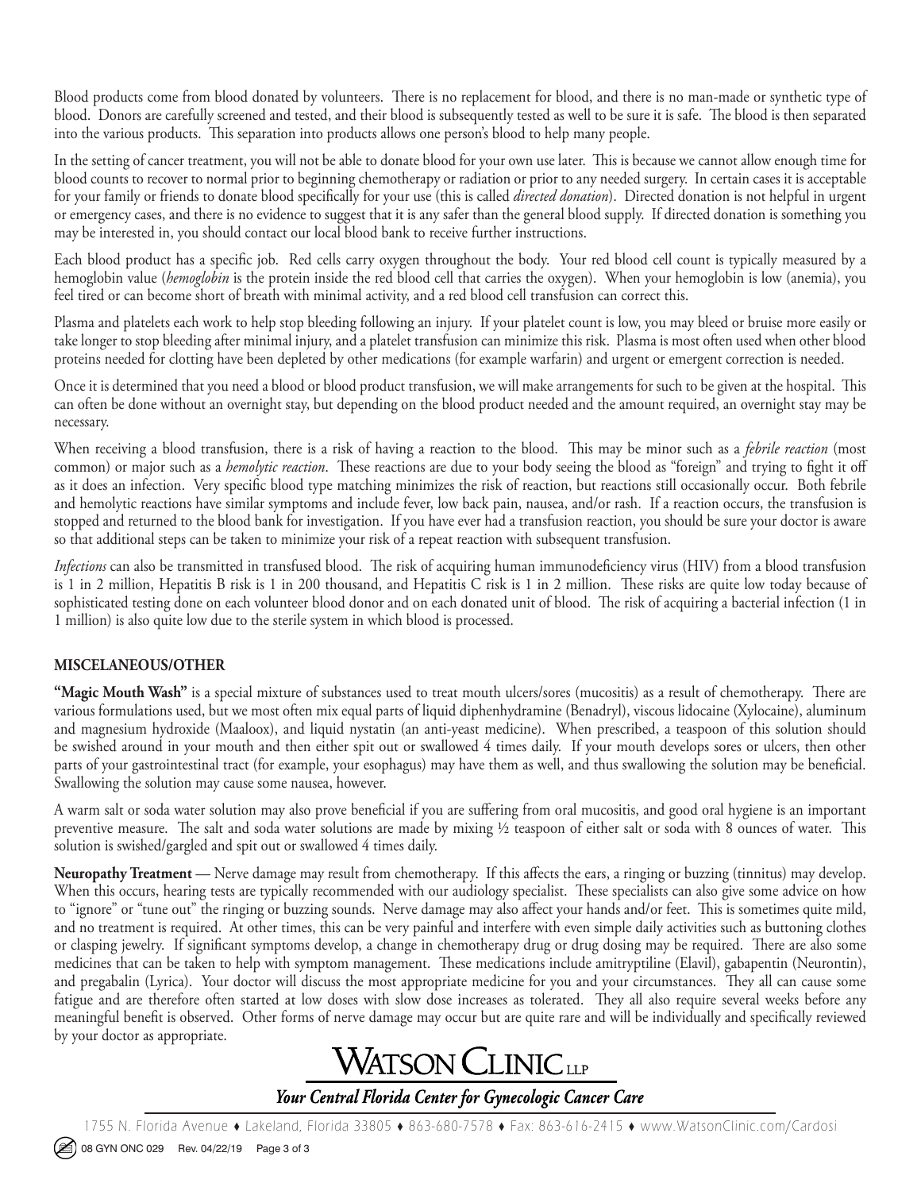Blood products come from blood donated by volunteers. There is no replacement for blood, and there is no man-made or synthetic type of blood. Donors are carefully screened and tested, and their blood is subsequently tested as well to be sure it is safe. The blood is then separated into the various products. This separation into products allows one person's blood to help many people.

In the setting of cancer treatment, you will not be able to donate blood for your own use later. This is because we cannot allow enough time for blood counts to recover to normal prior to beginning chemotherapy or radiation or prior to any needed surgery. In certain cases it is acceptable for your family or friends to donate blood specifically for your use (this is called *directed donation*). Directed donation is not helpful in urgent or emergency cases, and there is no evidence to suggest that it is any safer than the general blood supply. If directed donation is something you may be interested in, you should contact our local blood bank to receive further instructions.

Each blood product has a specific job. Red cells carry oxygen throughout the body. Your red blood cell count is typically measured by a hemoglobin value (*hemoglobin* is the protein inside the red blood cell that carries the oxygen). When your hemoglobin is low (anemia), you feel tired or can become short of breath with minimal activity, and a red blood cell transfusion can correct this.

Plasma and platelets each work to help stop bleeding following an injury. If your platelet count is low, you may bleed or bruise more easily or take longer to stop bleeding after minimal injury, and a platelet transfusion can minimize this risk. Plasma is most often used when other blood proteins needed for clotting have been depleted by other medications (for example warfarin) and urgent or emergent correction is needed.

Once it is determined that you need a blood or blood product transfusion, we will make arrangements for such to be given at the hospital. This can often be done without an overnight stay, but depending on the blood product needed and the amount required, an overnight stay may be necessary.

When receiving a blood transfusion, there is a risk of having a reaction to the blood. This may be minor such as a *febrile reaction* (most common) or major such as a *hemolytic reaction*. These reactions are due to your body seeing the blood as "foreign" and trying to fight it off as it does an infection. Very specific blood type matching minimizes the risk of reaction, but reactions still occasionally occur. Both febrile and hemolytic reactions have similar symptoms and include fever, low back pain, nausea, and/or rash. If a reaction occurs, the transfusion is stopped and returned to the blood bank for investigation. If you have ever had a transfusion reaction, you should be sure your doctor is aware so that additional steps can be taken to minimize your risk of a repeat reaction with subsequent transfusion.

*Infections* can also be transmitted in transfused blood. The risk of acquiring human immunodeficiency virus (HIV) from a blood transfusion is 1 in 2 million, Hepatitis B risk is 1 in 200 thousand, and Hepatitis C risk is 1 in 2 million. These risks are quite low today because of sophisticated testing done on each volunteer blood donor and on each donated unit of blood. The risk of acquiring a bacterial infection (1 in 1 million) is also quite low due to the sterile system in which blood is processed.

## MISCELLANEOUS/OTHER

**"Magic Mouth Wash"** is a special mixture of substances used to treat mouth ulcers/sores (mucositis) as a result of chemotherapy. There are various formulations used, but we most often mix equal parts of liquid diphenhydramine (Benadryl), viscous lidocaine (Xylocaine), aluminum and magnesium hydroxide (Maaloox), and liquid nystatin (an anti-yeast medicine). When prescribed, a teaspoon of this solution should be swished around in your mouth and then either spit out or swallowed 4 times daily. If your mouth develops sores or ulcers, then other parts of your gastrointestinal tract (for example, your esophagus) may have them as well, and thus swallowing the solution may be beneficial. Swallowing the solution may cause some nausea, however.

A warm salt or soda water solution may also prove beneficial if you are suffering from oral mucositis, and good oral hygiene is an important preventive measure. The salt and soda water solutions are made by mixing ½ teaspoon of either salt or soda with 8 ounces of water. This solution is swished/gargled and spit out or swallowed 4 times daily.

**Neuropathy Treatment** — Nerve damage may result from chemotherapy. If this affects the ears, a ringing or buzzing (tinnitus) may develop. When this occurs, hearing tests are typically recommended with our audiology specialist. These specialists can also give some advice on how to "ignore" or "tune out" the ringing or buzzing sounds. Nerve damage may also affect your hands and/or feet. This is sometimes quite mild, and no treatment is required. At other times, this can be very painful and interfere with even simple daily activities such as buttoning clothes or clasping jewelry. If significant symptoms develop, a change in chemotherapy drug or drug dosing may be required. There are also some medicines that can be taken to help with symptom management. These medications include amitryptiline (Elavil), gabapentin (Neurontin), and pregabalin (Lyrica). Your doctor will discuss the most appropriate medicine for you and your circumstances. They all can cause some fatigue and are therefore often started at low doses with slow dose increases as tolerated. They all also require several weeks before any meaningful benefit is observed. Other forms of nerve damage may occur but are quite rare and will be individually and specifically reviewed by your doctor as appropriate.

WATSON CLINIC LLP

*Your Central Florida Center for Gynecologic Cancer Care*

1755 N. Florida Avenue ♦ Lakeland, Florida 33805 ♦ 863-680-7578 ♦ Fax: 863-616-2415 ♦ www.WatsonClinic.com/Cardosi

08 GYN ONC 029 Rev. 04/22/19